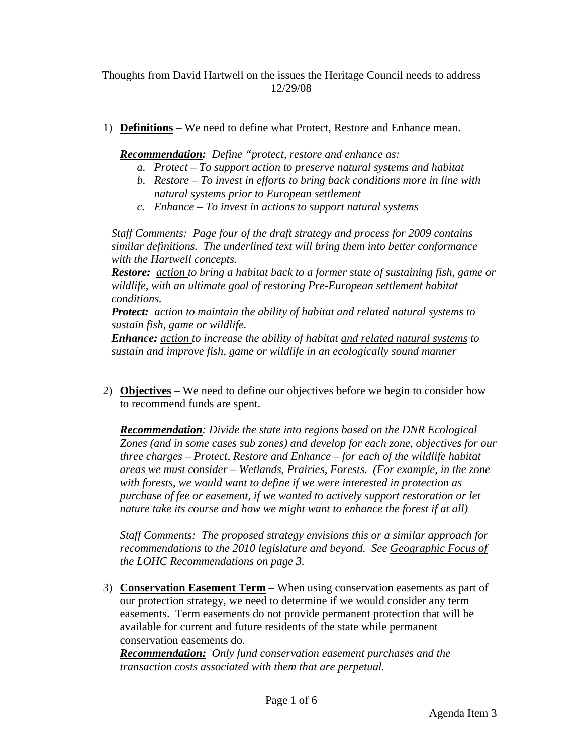Thoughts from David Hartwell on the issues the Heritage Council needs to address
12/29/08

1) **Definitions** – We need to define what Protect, Restore and Enhance mean.

   ***Recommendation:*** *Define "protect, restore and enhance as:*

   a. *Protect – To support action to preserve natural systems and habitat*
   b. *Restore – To invest in efforts to bring back conditions more in line with natural systems prior to European settlement*
   c. *Enhance – To invest in actions to support natural systems*

   *Staff Comments: Page four of the draft strategy and process for 2009 contains similar definitions. The underlined text will bring them into better conformance with the Hartwell concepts.*

   ***Restore:*** *<u>action</u> to bring a habitat back to a former state of sustaining fish, game or wildlife, <u>with an ultimate goal of restoring Pre-European settlement habitat conditions</u>.*

   ***Protect:*** *<u>action</u> to maintain the ability of habitat <u>and related natural systems</u> to sustain fish, game or wildlife.*

   ***Enhance:*** *<u>action</u> to increase the ability of habitat <u>and related natural systems</u> to sustain and improve fish, game or wildlife in an ecologically sound manner*

2) **Objectives** – We need to define our objectives before we begin to consider how to recommend funds are spent.

   ***Recommendation****: Divide the state into regions based on the DNR Ecological Zones (and in some cases sub zones) and develop for each zone, objectives for our three charges – Protect, Restore and Enhance – for each of the wildlife habitat areas we must consider – Wetlands, Prairies, Forests. (For example, in the zone with forests, we would want to define if we were interested in protection as purchase of fee or easement, if we wanted to actively support restoration or let nature take its course and how we might want to enhance the forest if at all)*

   *Staff Comments: The proposed strategy envisions this or a similar approach for recommendations to the 2010 legislature and beyond. See <u>Geographic Focus of the LOHC Recommendations</u> on page 3.*

3) **Conservation Easement Term** – When using conservation easements as part of our protection strategy, we need to determine if we would consider any term easements. Term easements do not provide permanent protection that will be available for current and future residents of the state while permanent conservation easements do.

   ***Recommendation:*** *Only fund conservation easement purchases and the transaction costs associated with them that are perpetual.*

Agenda Item 3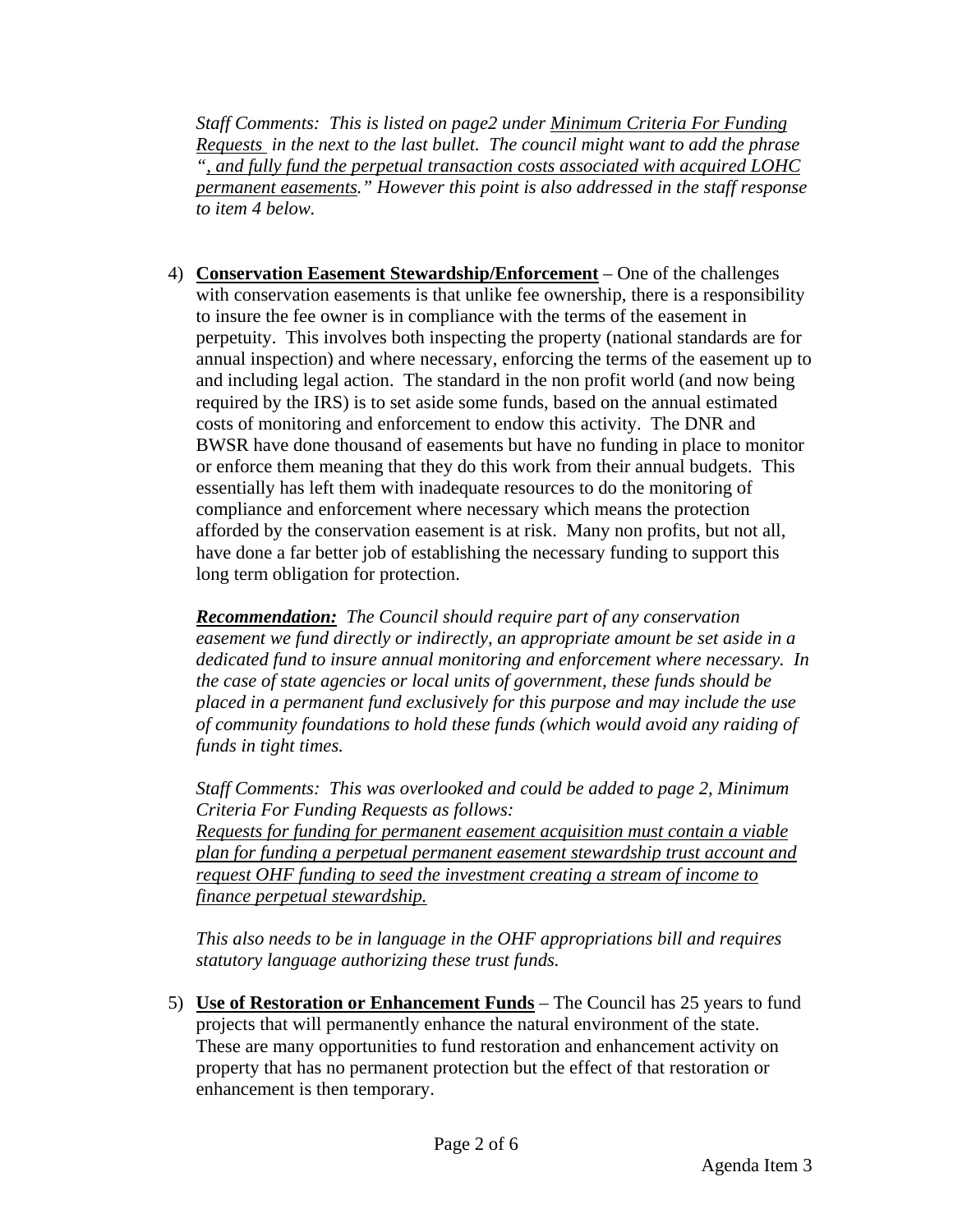*Staff Comments: This is listed on page2 under <u>Minimum Criteria For Funding Requests</u> in the next to the last bullet. The council might want to add the phrase "<u>, and fully fund the perpetual transaction costs associated with acquired LOHC permanent easements</u>." However this point is also addressed in the staff response to item 4 below.*

4) **<u>Conservation Easement Stewardship/Enforcement</u>** – One of the challenges with conservation easements is that unlike fee ownership, there is a responsibility to insure the fee owner is in compliance with the terms of the easement in perpetuity. This involves both inspecting the property (national standards are for annual inspection) and where necessary, enforcing the terms of the easement up to and including legal action. The standard in the non profit world (and now being required by the IRS) is to set aside some funds, based on the annual estimated costs of monitoring and enforcement to endow this activity. The DNR and BWSR have done thousand of easements but have no funding in place to monitor or enforce them meaning that they do this work from their annual budgets. This essentially has left them with inadequate resources to do the monitoring of compliance and enforcement where necessary which means the protection afforded by the conservation easement is at risk. Many non profits, but not all, have done a far better job of establishing the necessary funding to support this long term obligation for protection.

   ***<u>Recommendation:</u>*** *The Council should require part of any conservation easement we fund directly or indirectly, an appropriate amount be set aside in a dedicated fund to insure annual monitoring and enforcement where necessary. In the case of state agencies or local units of government, these funds should be placed in a permanent fund exclusively for this purpose and may include the use of community foundations to hold these funds (which would avoid any raiding of funds in tight times.*

   *Staff Comments: This was overlooked and could be added to page 2, Minimum Criteria For Funding Requests as follows:*
   *<u>Requests for funding for permanent easement acquisition must contain a viable plan for funding a perpetual permanent easement stewardship trust account and request OHF funding to seed the investment creating a stream of income to finance perpetual stewardship.</u>*

   *This also needs to be in language in the OHF appropriations bill and requires statutory language authorizing these trust funds.*

5) **<u>Use of Restoration or Enhancement Funds</u>** – The Council has 25 years to fund projects that will permanently enhance the natural environment of the state. These are many opportunities to fund restoration and enhancement activity on property that has no permanent protection but the effect of that restoration or enhancement is then temporary.

Agenda Item 3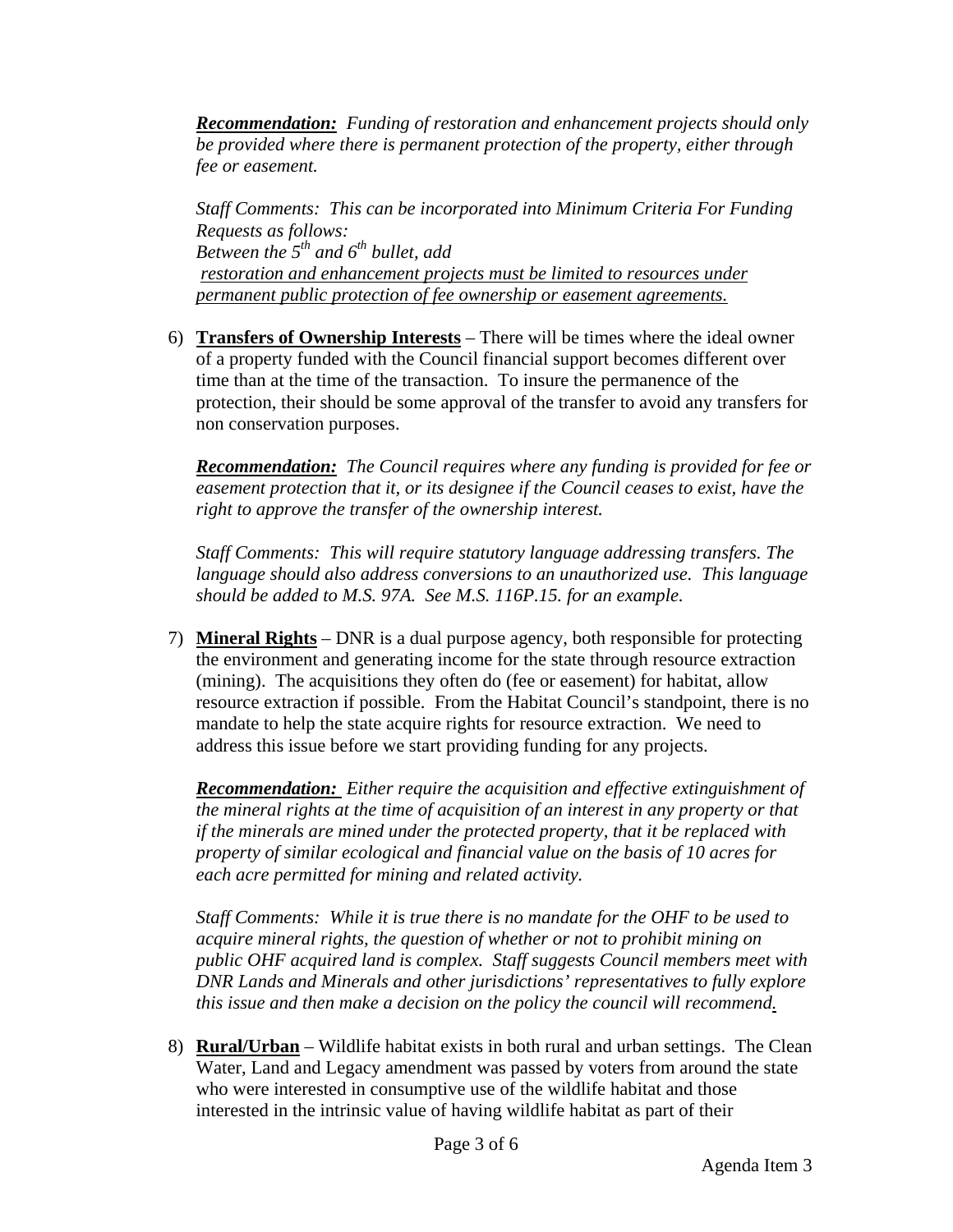*__Recommendation:__ Funding of restoration and enhancement projects should only be provided where there is permanent protection of the property, either through fee or easement.*

*Staff Comments: This can be incorporated into Minimum Criteria For Funding Requests as follows:*
*Between the 5th and 6th bullet, add*
*<u>restoration and enhancement projects must be limited to resources under permanent public protection of fee ownership or easement agreements.</u>*

6) **<u>Transfers of Ownership Interests</u>** – There will be times where the ideal owner of a property funded with the Council financial support becomes different over time than at the time of the transaction. To insure the permanence of the protection, their should be some approval of the transfer to avoid any transfers for non conservation purposes.

   *__Recommendation:__ The Council requires where any funding is provided for fee or easement protection that it, or its designee if the Council ceases to exist, have the right to approve the transfer of the ownership interest.*

   *Staff Comments: This will require statutory language addressing transfers. The language should also address conversions to an unauthorized use. This language should be added to M.S. 97A. See M.S. 116P.15. for an example.*

7) **<u>Mineral Rights</u>** – DNR is a dual purpose agency, both responsible for protecting the environment and generating income for the state through resource extraction (mining). The acquisitions they often do (fee or easement) for habitat, allow resource extraction if possible. From the Habitat Council's standpoint, there is no mandate to help the state acquire rights for resource extraction. We need to address this issue before we start providing funding for any projects.

   *__Recommendation:__ Either require the acquisition and effective extinguishment of the mineral rights at the time of acquisition of an interest in any property or that if the minerals are mined under the protected property, that it be replaced with property of similar ecological and financial value on the basis of 10 acres for each acre permitted for mining and related activity.*

   *Staff Comments: While it is true there is no mandate for the OHF to be used to acquire mineral rights, the question of whether or not to prohibit mining on public OHF acquired land is complex. Staff suggests Council members meet with DNR Lands and Minerals and other jurisdictions' representatives to fully explore this issue and then make a decision on the policy the council will recommend.*

8) **<u>Rural/Urban</u>** – Wildlife habitat exists in both rural and urban settings. The Clean Water, Land and Legacy amendment was passed by voters from around the state who were interested in consumptive use of the wildlife habitat and those interested in the intrinsic value of having wildlife habitat as part of their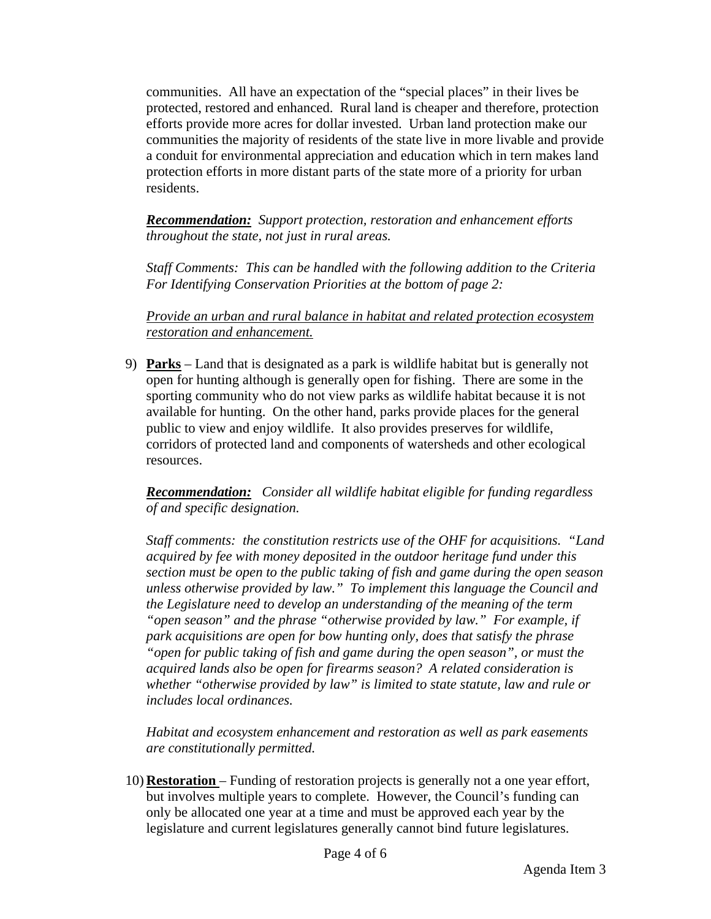communities. All have an expectation of the "special places" in their lives be protected, restored and enhanced. Rural land is cheaper and therefore, protection efforts provide more acres for dollar invested. Urban land protection make our communities the majority of residents of the state live in more livable and provide a conduit for environmental appreciation and education which in tern makes land protection efforts in more distant parts of the state more of a priority for urban residents.

***Recommendation:*** *Support protection, restoration and enhancement efforts throughout the state, not just in rural areas.*

*Staff Comments: This can be handled with the following addition to the Criteria For Identifying Conservation Priorities at the bottom of page 2:*

<u>*Provide an urban and rural balance in habitat and related protection ecosystem restoration and enhancement.*</u>

9) **<u>Parks</u>** – Land that is designated as a park is wildlife habitat but is generally not open for hunting although is generally open for fishing. There are some in the sporting community who do not view parks as wildlife habitat because it is not available for hunting. On the other hand, parks provide places for the general public to view and enjoy wildlife. It also provides preserves for wildlife, corridors of protected land and components of watersheds and other ecological resources.

   ***Recommendation:*** *Consider all wildlife habitat eligible for funding regardless of and specific designation.*

   *Staff comments: the constitution restricts use of the OHF for acquisitions. "Land acquired by fee with money deposited in the outdoor heritage fund under this section must be open to the public taking of fish and game during the open season unless otherwise provided by law." To implement this language the Council and the Legislature need to develop an understanding of the meaning of the term "open season" and the phrase "otherwise provided by law." For example, if park acquisitions are open for bow hunting only, does that satisfy the phrase "open for public taking of fish and game during the open season", or must the acquired lands also be open for firearms season? A related consideration is whether "otherwise provided by law" is limited to state statute, law and rule or includes local ordinances.*

   *Habitat and ecosystem enhancement and restoration as well as park easements are constitutionally permitted.*

10) **<u>Restoration</u>** – Funding of restoration projects is generally not a one year effort, but involves multiple years to complete. However, the Council's funding can only be allocated one year at a time and must be approved each year by the legislature and current legislatures generally cannot bind future legislatures.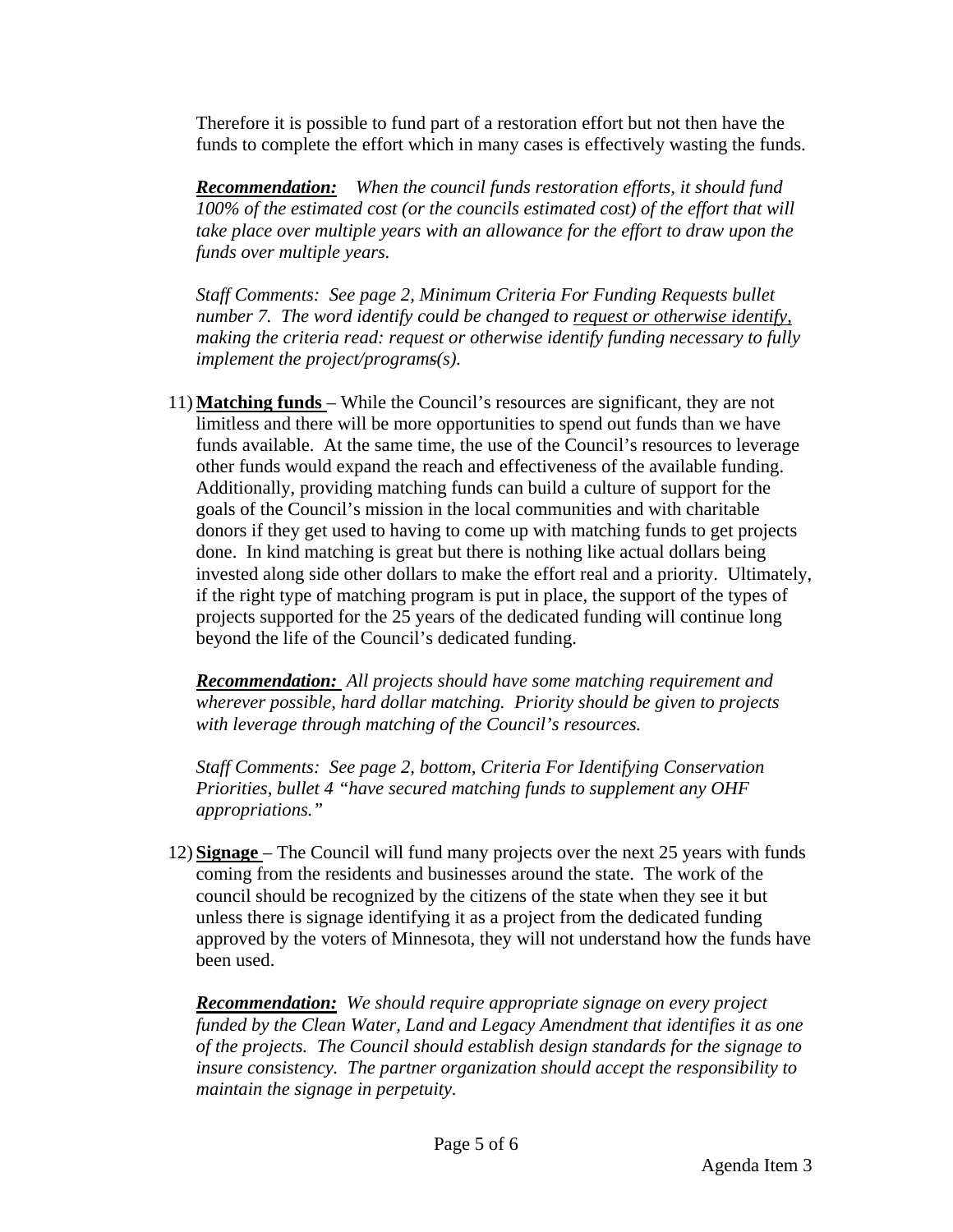Therefore it is possible to fund part of a restoration effort but not then have the funds to complete the effort which in many cases is effectively wasting the funds.

***Recommendation:*** *When the council funds restoration efforts, it should fund 100% of the estimated cost (or the councils estimated cost) of the effort that will take place over multiple years with an allowance for the effort to draw upon the funds over multiple years.*

*Staff Comments: See page 2, Minimum Criteria For Funding Requests bullet number 7. The word identify could be changed to <u>request or otherwise identify,</u> making the criteria read: request or otherwise identify funding necessary to fully implement the project/programs(s).*

11) **<u>Matching funds</u>** – While the Council's resources are significant, they are not limitless and there will be more opportunities to spend out funds than we have funds available. At the same time, the use of the Council's resources to leverage other funds would expand the reach and effectiveness of the available funding. Additionally, providing matching funds can build a culture of support for the goals of the Council's mission in the local communities and with charitable donors if they get used to having to come up with matching funds to get projects done. In kind matching is great but there is nothing like actual dollars being invested along side other dollars to make the effort real and a priority. Ultimately, if the right type of matching program is put in place, the support of the types of projects supported for the 25 years of the dedicated funding will continue long beyond the life of the Council's dedicated funding.

    ***Recommendation:*** *All projects should have some matching requirement and wherever possible, hard dollar matching. Priority should be given to projects with leverage through matching of the Council's resources.*

    *Staff Comments: See page 2, bottom, Criteria For Identifying Conservation Priorities, bullet 4 "have secured matching funds to supplement any OHF appropriations."*

12) **<u>Signage</u>** – The Council will fund many projects over the next 25 years with funds coming from the residents and businesses around the state. The work of the council should be recognized by the citizens of the state when they see it but unless there is signage identifying it as a project from the dedicated funding approved by the voters of Minnesota, they will not understand how the funds have been used.

    ***Recommendation:*** *We should require appropriate signage on every project funded by the Clean Water, Land and Legacy Amendment that identifies it as one of the projects. The Council should establish design standards for the signage to insure consistency. The partner organization should accept the responsibility to maintain the signage in perpetuity.*

Agenda Item 3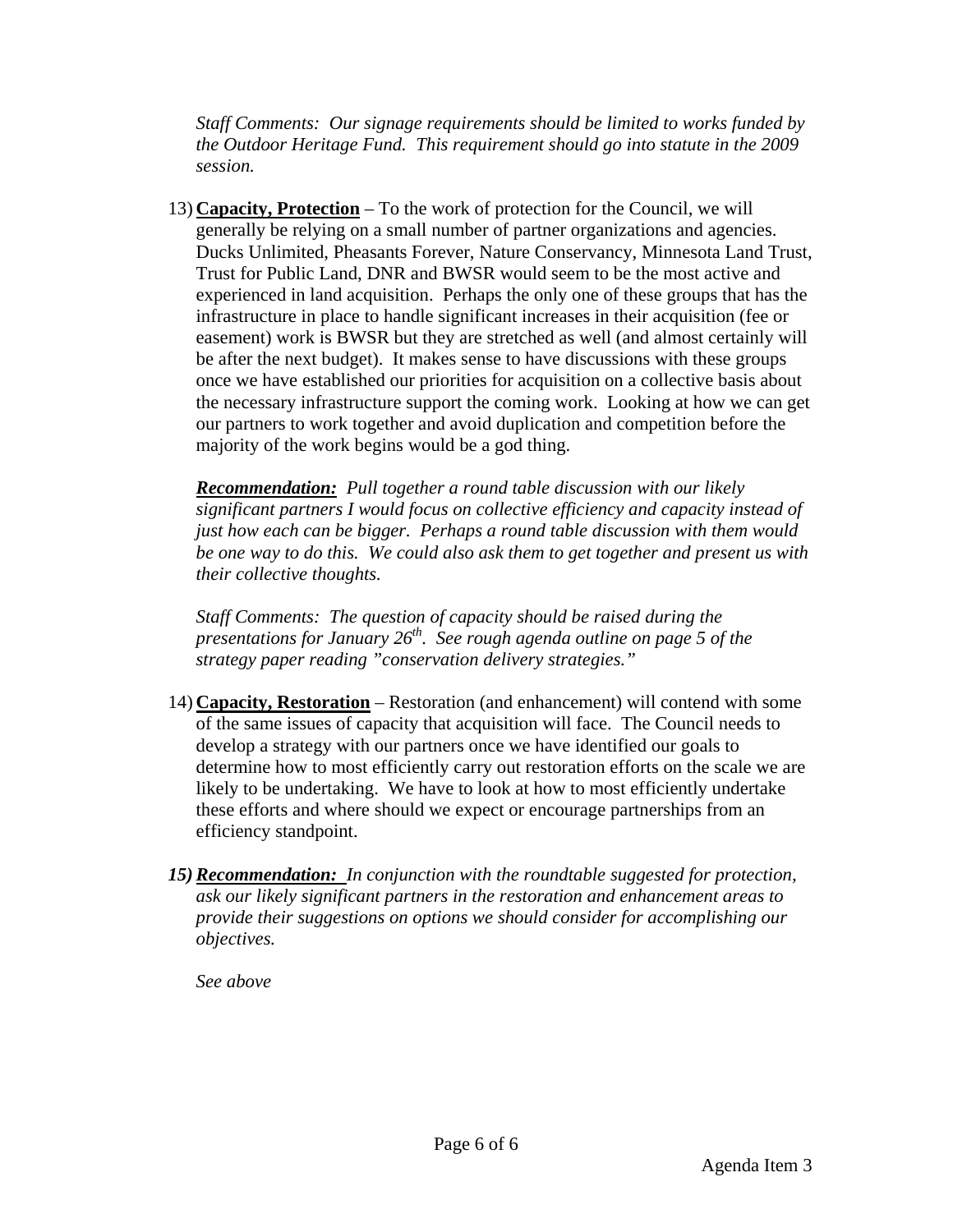*Staff Comments: Our signage requirements should be limited to works funded by the Outdoor Heritage Fund. This requirement should go into statute in the 2009 session.*

13) **Capacity, Protection** – To the work of protection for the Council, we will generally be relying on a small number of partner organizations and agencies. Ducks Unlimited, Pheasants Forever, Nature Conservancy, Minnesota Land Trust, Trust for Public Land, DNR and BWSR would seem to be the most active and experienced in land acquisition. Perhaps the only one of these groups that has the infrastructure in place to handle significant increases in their acquisition (fee or easement) work is BWSR but they are stretched as well (and almost certainly will be after the next budget). It makes sense to have discussions with these groups once we have established our priorities for acquisition on a collective basis about the necessary infrastructure support the coming work. Looking at how we can get our partners to work together and avoid duplication and competition before the majority of the work begins would be a god thing.

    ***Recommendation:*** *Pull together a round table discussion with our likely significant partners I would focus on collective efficiency and capacity instead of just how each can be bigger. Perhaps a round table discussion with them would be one way to do this. We could also ask them to get together and present us with their collective thoughts.*

    *Staff Comments: The question of capacity should be raised during the presentations for January 26th. See rough agenda outline on page 5 of the strategy paper reading "conservation delivery strategies."*

14) **Capacity, Restoration** – Restoration (and enhancement) will contend with some of the same issues of capacity that acquisition will face. The Council needs to develop a strategy with our partners once we have identified our goals to determine how to most efficiently carry out restoration efforts on the scale we are likely to be undertaking. We have to look at how to most efficiently undertake these efforts and where should we expect or encourage partnerships from an efficiency standpoint.

15) ***Recommendation:*** *In conjunction with the roundtable suggested for protection, ask our likely significant partners in the restoration and enhancement areas to provide their suggestions on options we should consider for accomplishing our objectives.*

    *See above*

Agenda Item 3